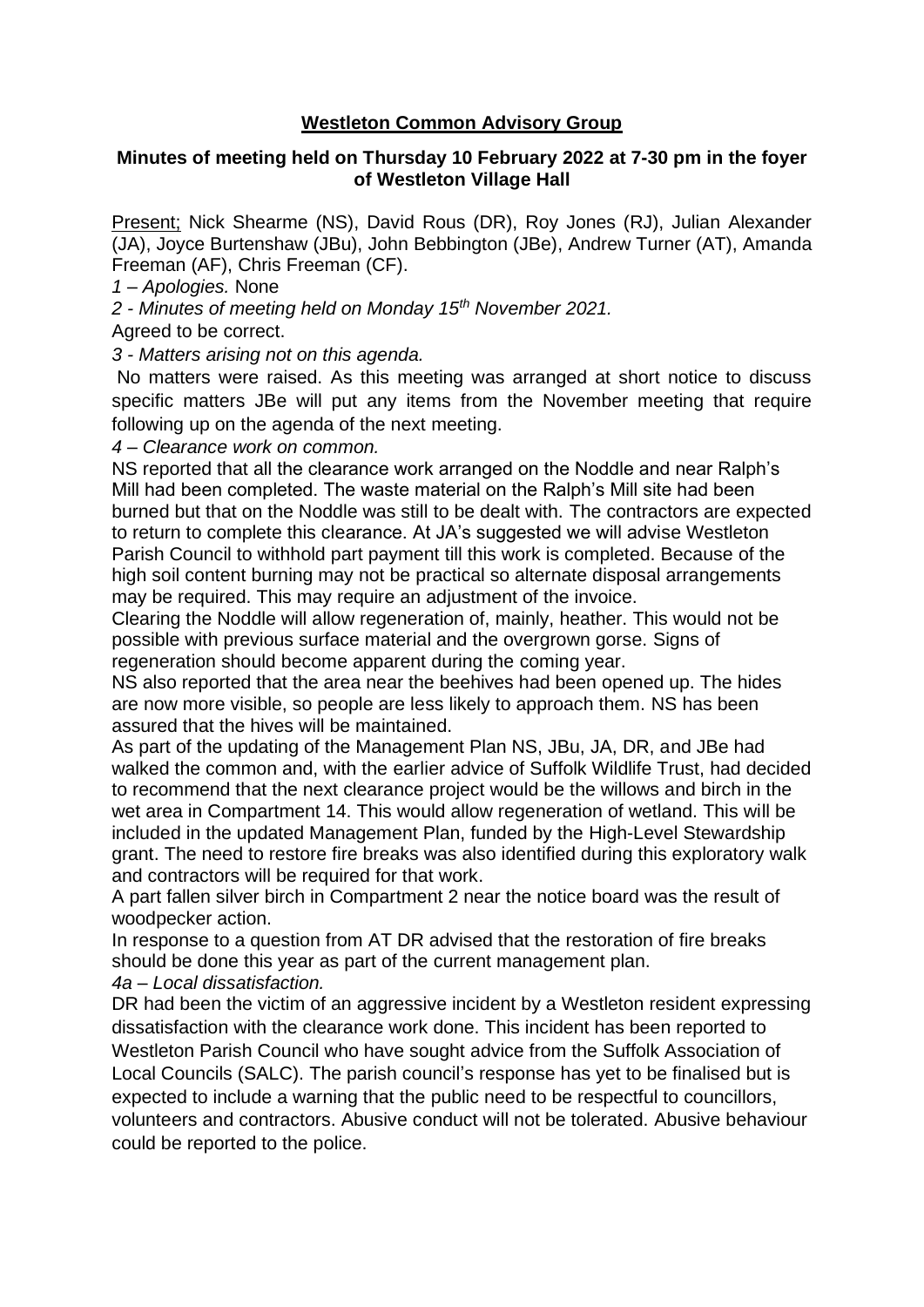# **Westleton Common Advisory Group**

### Minutes of meeting held on Thursday 10 February 2022 at 7-30 pm in the foyer of Westleton Village Hall

Present; Nick Shearme (NS), David Rous (DR), Roy Jones (RJ), Julian Alexander (JA), Joyce Burtenshaw (JBu), John Bebbington (JBe), Andrew Turner (AT), Amanda Freeman (AF), Chris Freeman (CF).

*1 – Apologies.* None

*2 - Minutes of meeting held on Monday 15th November 2021.*

Agreed to be correct.

*3 - Matters arising not on this agenda.*

No matters were raised. As this meeting was arranged at short notice to discuss specific matters JBe will put any items from the November meeting that require following up on the agenda of the next meeting.

*4 – Clearance work on common.*

NS reported that all the clearance work arranged on the Noddle and near Ralph's Mill had been completed. The waste material on the Ralph's Mill site had been burned but that on the Noddle was still to be dealt with. The contractors are expected to return to complete this clearance. At JA's suggested we will advise Westleton Parish Council to withhold part payment till this work is completed. Because of the high soil content burning may not be practical so alternate disposal arrangements may be required. This may require an adjustment of the invoice.

Clearing the Noddle will allow regeneration of, mainly, heather. This would not be possible with previous surface material and the overgrown gorse. Signs of regeneration should become apparent during the coming year.

NS also reported that the area near the beehives had been opened up. The hides are now more visible, so people are less likely to approach them. NS has been assured that the hives will be maintained.

As part of the updating of the Management Plan NS, JBu, JA, DR, and JBe had walked the common and, with the earlier advice of Suffolk Wildlife Trust, had decided to recommend that the next clearance project would be the willows and birch in the wet area in Compartment 14. This would allow regeneration of wetland. This will be included in the updated Management Plan, funded by the High-Level Stewardship grant. The need to restore fire breaks was also identified during this exploratory walk and contractors will be required for that work.

A part fallen silver birch in Compartment 2 near the notice board was the result of woodpecker action.

In response to a question from AT DR advised that the restoration of fire breaks should be done this year as part of the current management plan.

*4a – Local dissatisfaction.*

DR had been the victim of an aggressive incident by a Westleton resident expressing dissatisfaction with the clearance work done. This incident has been reported to Westleton Parish Council who have sought advice from the Suffolk Association of Local Councils (SALC). The parish council's response has yet to be finalised but is expected to include a warning that the public need to be respectful to councillors, volunteers and contractors. Abusive conduct will not be tolerated. Abusive behaviour could be reported to the police.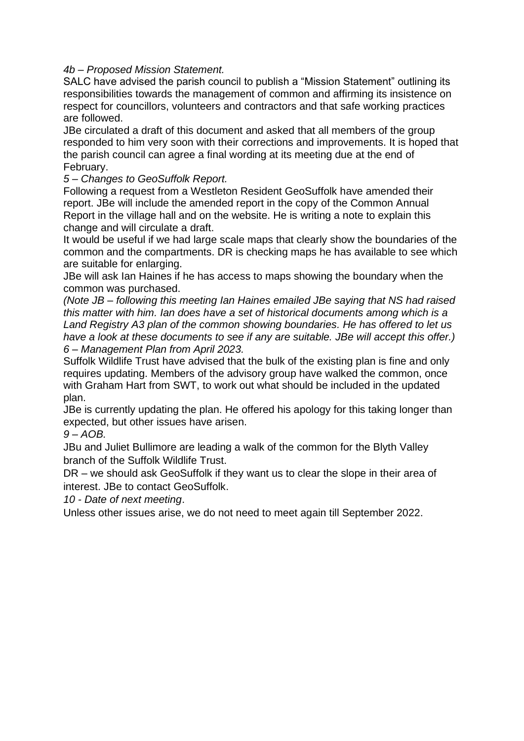*4b – Proposed Mission Statement.*

SALC have advised the parish council to publish a "Mission Statement" outlining its responsibilities towards the management of common and affirming its insistence on respect for councillors, volunteers and contractors and that safe working practices are followed.

JBe circulated a draft of this document and asked that all members of the group responded to him very soon with their corrections and improvements. It is hoped that the parish council can agree a final wording at its meeting due at the end of February.

*5 – Changes to GeoSuffolk Report.*

Following a request from a Westleton Resident GeoSuffolk have amended their report. JBe will include the amended report in the copy of the Common Annual Report in the village hall and on the website. He is writing a note to explain this change and will circulate a draft.

It would be useful if we had large scale maps that clearly show the boundaries of the common and the compartments. DR is checking maps he has available to see which are suitable for enlarging.

JBe will ask Ian Haines if he has access to maps showing the boundary when the common was purchased.

*(Note JB – following this meeting Ian Haines emailed JBe saying that NS had raised this matter with him. Ian does have a set of historical documents among which is a Land Registry A3 plan of the common showing boundaries. He has offered to let us have a look at these documents to see if any are suitable. JBe will accept this offer.)*

*6 – Management Plan from April 2023.*

Suffolk Wildlife Trust have advised that the bulk of the existing plan is fine and only requires updating. Members of the advisory group have walked the common, once with Graham Hart from SWT, to work out what should be included in the updated plan.

JBe is currently updating the plan. He offered his apology for this taking longer than expected, but other issues have arisen.

*9 – AOB.*

JBu and Juliet Bullimore are leading a walk of the common for the Blyth Valley branch of the Suffolk Wildlife Trust.

DR – we should ask GeoSuffolk if they want us to clear the slope in their area of interest. JBe to contact GeoSuffolk.

*10 - Date of next meeting*.

Unless other issues arise, we do not need to meet again till September 2022.